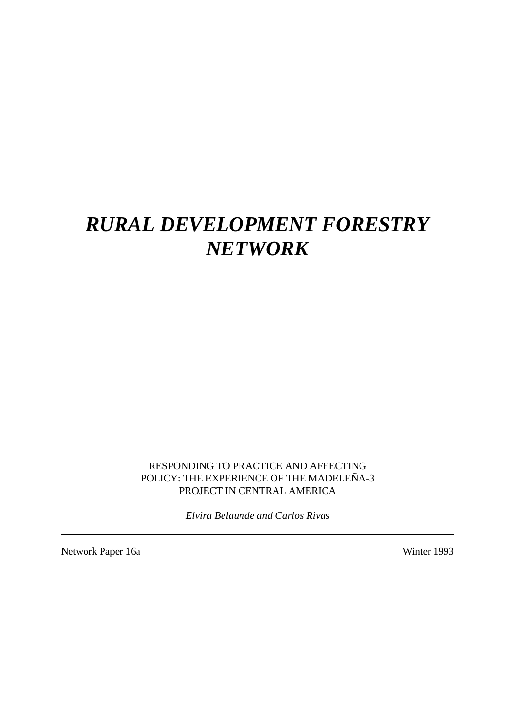# *RURAL DEVELOPMENT FORESTRY NETWORK*

RESPONDING TO PRACTICE AND AFFECTING POLICY: THE EXPERIENCE OF THE MADELEÑA-3 PROJECT IN CENTRAL AMERICA

*Elvira Belaunde and Carlos Rivas*

---

Network Paper 16a

Winter 1993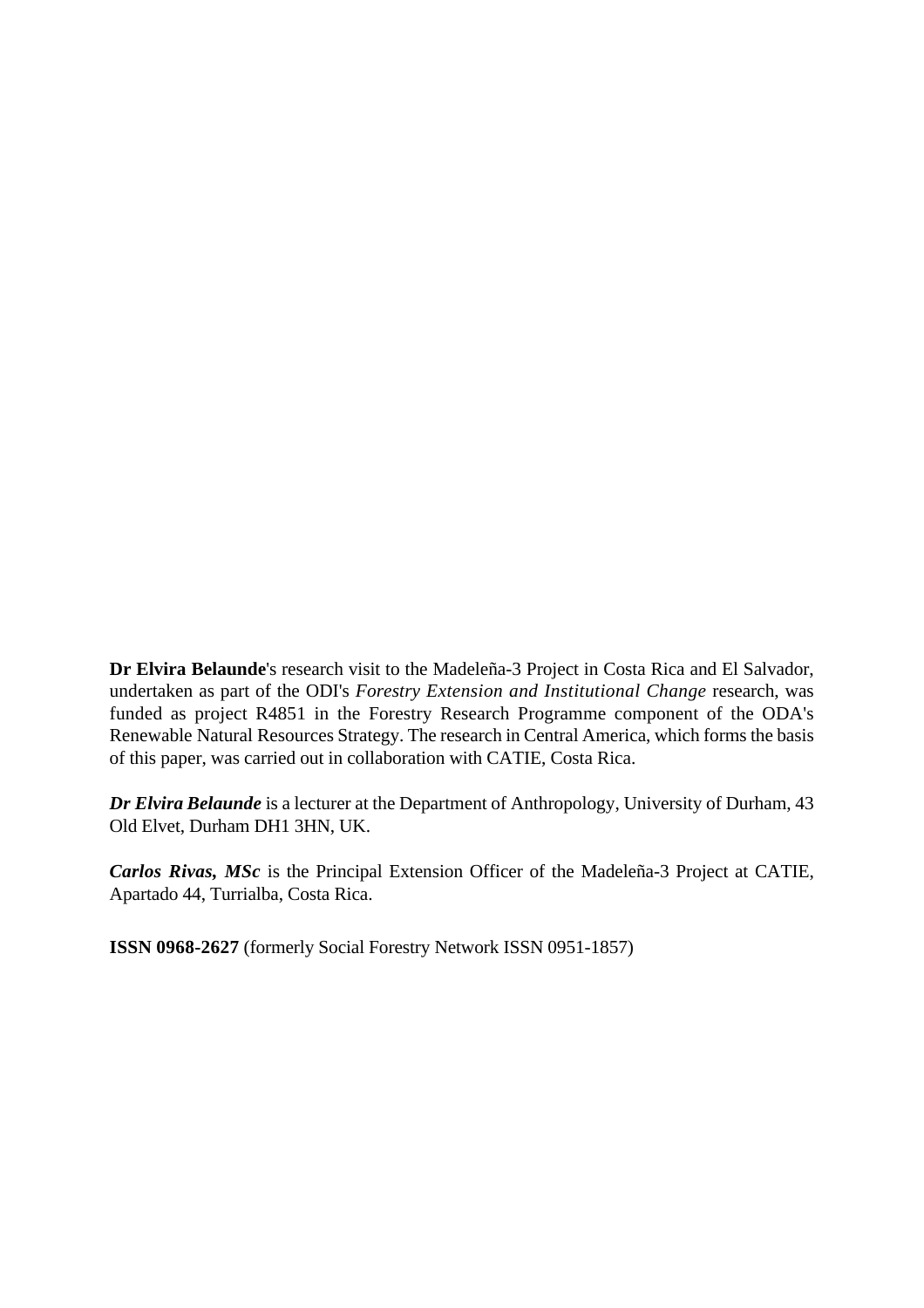**Dr Elvira Belaunde**'s research visit to the Madeleña-3 Project in Costa Rica and El Salvador, undertaken as part of the ODI's *Forestry Extension and Institutional Change* research, was funded as project R4851 in the Forestry Research Programme component of the ODA's Renewable Natural Resources Strategy. The research in Central America, which forms the basis of this paper, was carried out in collaboration with CATIE, Costa Rica.

***Dr Elvira Belaunde*** is a lecturer at the Department of Anthropology, University of Durham, 43 Old Elvet, Durham DH1 3HN, UK.

***Carlos Rivas, MSc*** is the Principal Extension Officer of the Madeleña-3 Project at CATIE, Apartado 44, Turrialba, Costa Rica.

**ISSN 0968-2627** (formerly Social Forestry Network ISSN 0951-1857)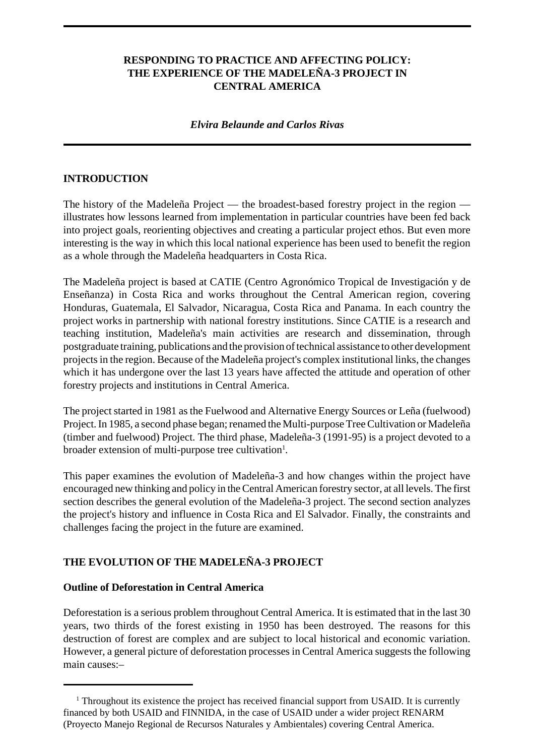# RESPONDING TO PRACTICE AND AFFECTING POLICY: THE EXPERIENCE OF THE MADELEÑA-3 PROJECT IN CENTRAL AMERICA

***Elvira Belaunde and Carlos Rivas***

## INTRODUCTION

The history of the Madeleña Project — the broadest-based forestry project in the region — illustrates how lessons learned from implementation in particular countries have been fed back into project goals, reorienting objectives and creating a particular project ethos. But even more interesting is the way in which this local national experience has been used to benefit the region as a whole through the Madeleña headquarters in Costa Rica.

The Madeleña project is based at CATIE (Centro Agronómico Tropical de Investigación y de Enseñanza) in Costa Rica and works throughout the Central American region, covering Honduras, Guatemala, El Salvador, Nicaragua, Costa Rica and Panama. In each country the project works in partnership with national forestry institutions. Since CATIE is a research and teaching institution, Madeleña's main activities are research and dissemination, through postgraduate training, publications and the provision of technical assistance to other development projects in the region. Because of the Madeleña project's complex institutional links, the changes which it has undergone over the last 13 years have affected the attitude and operation of other forestry projects and institutions in Central America.

The project started in 1981 as the Fuelwood and Alternative Energy Sources or Leña (fuelwood) Project. In 1985, a second phase began; renamed the Multi-purpose Tree Cultivation or Madeleña (timber and fuelwood) Project. The third phase, Madeleña-3 (1991-95) is a project devoted to a broader extension of multi-purpose tree cultivation[1].

This paper examines the evolution of Madeleña-3 and how changes within the project have encouraged new thinking and policy in the Central American forestry sector, at all levels. The first section describes the general evolution of the Madeleña-3 project. The second section analyzes the project's history and influence in Costa Rica and El Salvador. Finally, the constraints and challenges facing the project in the future are examined.

## THE EVOLUTION OF THE MADELEÑA-3 PROJECT

### Outline of Deforestation in Central America

Deforestation is a serious problem throughout Central America. It is estimated that in the last 30 years, two thirds of the forest existing in 1950 has been destroyed. The reasons for this destruction of forest are complex and are subject to local historical and economic variation. However, a general picture of deforestation processes in Central America suggests the following main causes:–

---

[1] Throughout its existence the project has received financial support from USAID. It is currently financed by both USAID and FINNIDA, in the case of USAID under a wider project RENARM (Proyecto Manejo Regional de Recursos Naturales y Ambientales) covering Central America.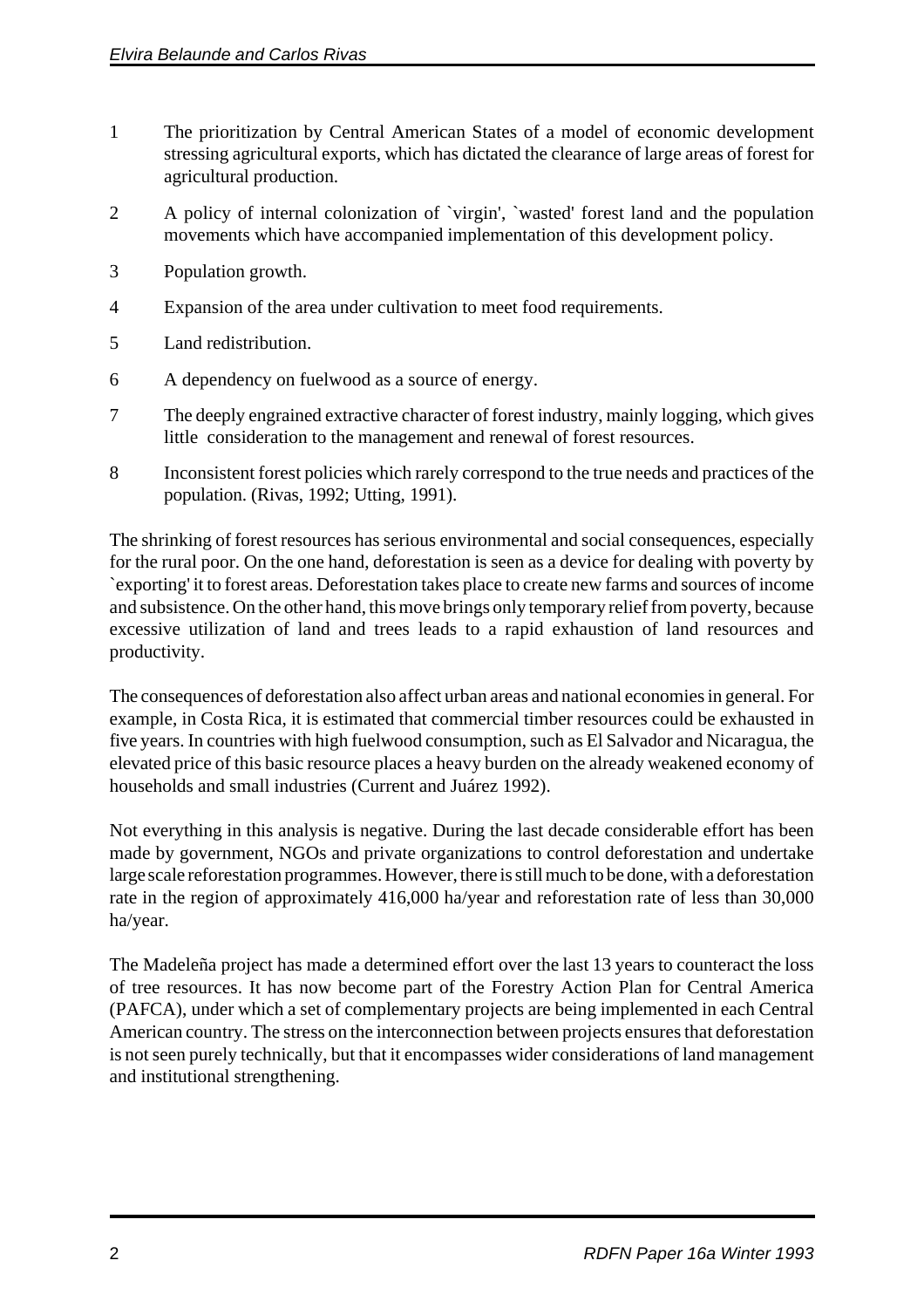1. The prioritization by Central American States of a model of economic development stressing agricultural exports, which has dictated the clearance of large areas of forest for agricultural production.
2. A policy of internal colonization of `virgin', `wasted' forest land and the population movements which have accompanied implementation of this development policy.
3. Population growth.
4. Expansion of the area under cultivation to meet food requirements.
5. Land redistribution.
6. A dependency on fuelwood as a source of energy.
7. The deeply engrained extractive character of forest industry, mainly logging, which gives little consideration to the management and renewal of forest resources.
8. Inconsistent forest policies which rarely correspond to the true needs and practices of the population. (Rivas, 1992; Utting, 1991).

The shrinking of forest resources has serious environmental and social consequences, especially for the rural poor. On the one hand, deforestation is seen as a device for dealing with poverty by `exporting' it to forest areas. Deforestation takes place to create new farms and sources of income and subsistence. On the other hand, this move brings only temporary relief from poverty, because excessive utilization of land and trees leads to a rapid exhaustion of land resources and productivity.

The consequences of deforestation also affect urban areas and national economies in general. For example, in Costa Rica, it is estimated that commercial timber resources could be exhausted in five years. In countries with high fuelwood consumption, such as El Salvador and Nicaragua, the elevated price of this basic resource places a heavy burden on the already weakened economy of households and small industries (Current and Juárez 1992).

Not everything in this analysis is negative. During the last decade considerable effort has been made by government, NGOs and private organizations to control deforestation and undertake large scale reforestation programmes. However, there is still much to be done, with a deforestation rate in the region of approximately 416,000 ha/year and reforestation rate of less than 30,000 ha/year.

The Madeleña project has made a determined effort over the last 13 years to counteract the loss of tree resources. It has now become part of the Forestry Action Plan for Central America (PAFCA), under which a set of complementary projects are being implemented in each Central American country. The stress on the interconnection between projects ensures that deforestation is not seen purely technically, but that it encompasses wider considerations of land management and institutional strengthening.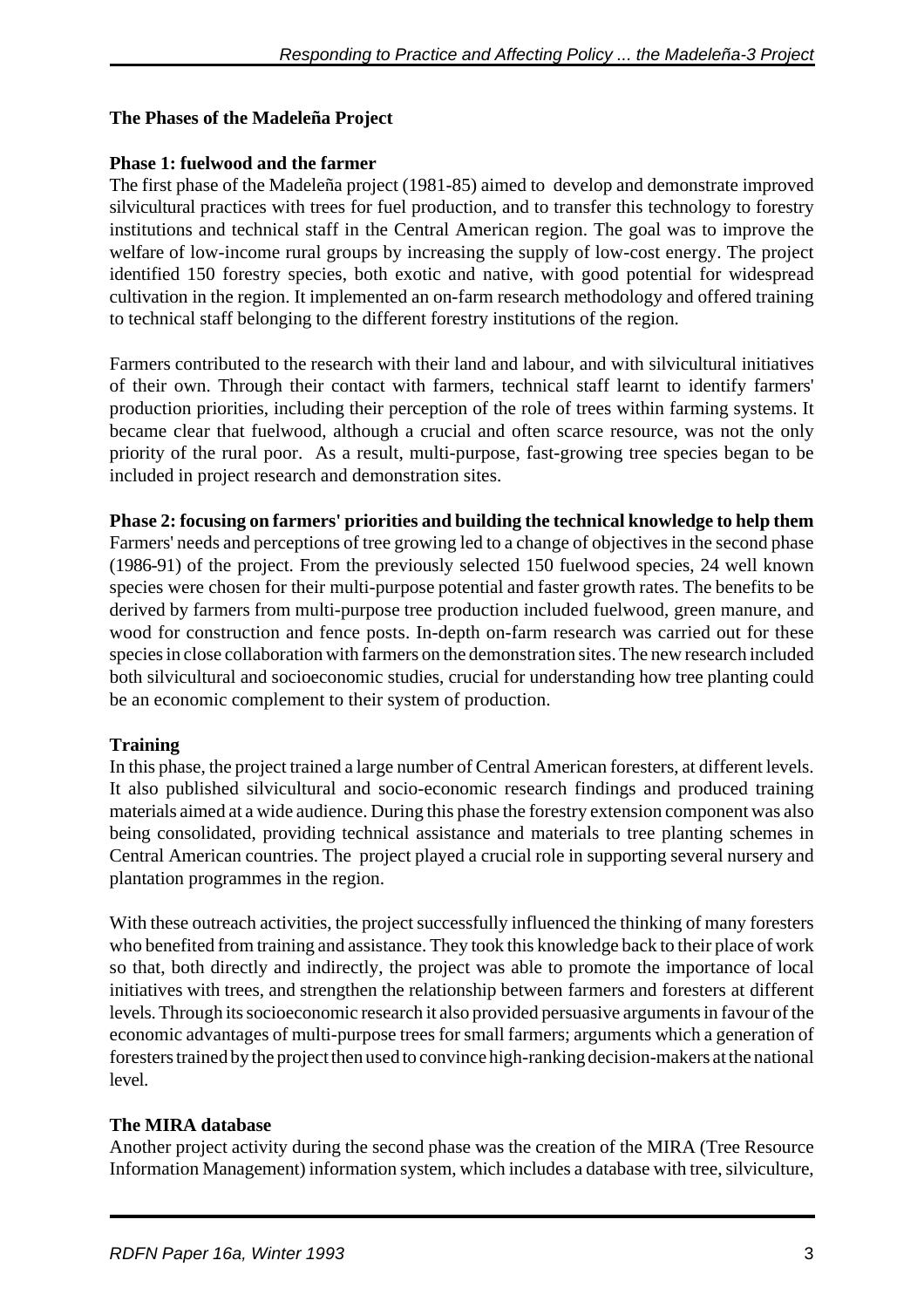## The Phases of the Madeleña Project

### Phase 1: fuelwood and the farmer

The first phase of the Madeleña project (1981-85) aimed to develop and demonstrate improved silvicultural practices with trees for fuel production, and to transfer this technology to forestry institutions and technical staff in the Central American region. The goal was to improve the welfare of low-income rural groups by increasing the supply of low-cost energy. The project identified 150 forestry species, both exotic and native, with good potential for widespread cultivation in the region. It implemented an on-farm research methodology and offered training to technical staff belonging to the different forestry institutions of the region.

Farmers contributed to the research with their land and labour, and with silvicultural initiatives of their own. Through their contact with farmers, technical staff learnt to identify farmers' production priorities, including their perception of the role of trees within farming systems. It became clear that fuelwood, although a crucial and often scarce resource, was not the only priority of the rural poor. As a result, multi-purpose, fast-growing tree species began to be included in project research and demonstration sites.

### Phase 2: focusing on farmers' priorities and building the technical knowledge to help them

Farmers' needs and perceptions of tree growing led to a change of objectives in the second phase (1986-91) of the project. From the previously selected 150 fuelwood species, 24 well known species were chosen for their multi-purpose potential and faster growth rates. The benefits to be derived by farmers from multi-purpose tree production included fuelwood, green manure, and wood for construction and fence posts. In-depth on-farm research was carried out for these species in close collaboration with farmers on the demonstration sites. The new research included both silvicultural and socioeconomic studies, crucial for understanding how tree planting could be an economic complement to their system of production.

### Training

In this phase, the project trained a large number of Central American foresters, at different levels. It also published silvicultural and socio-economic research findings and produced training materials aimed at a wide audience. During this phase the forestry extension component was also being consolidated, providing technical assistance and materials to tree planting schemes in Central American countries. The project played a crucial role in supporting several nursery and plantation programmes in the region.

With these outreach activities, the project successfully influenced the thinking of many foresters who benefited from training and assistance. They took this knowledge back to their place of work so that, both directly and indirectly, the project was able to promote the importance of local initiatives with trees, and strengthen the relationship between farmers and foresters at different levels. Through its socioeconomic research it also provided persuasive arguments in favour of the economic advantages of multi-purpose trees for small farmers; arguments which a generation of foresters trained by the project then used to convince high-ranking decision-makers at the national level.

### The MIRA database

Another project activity during the second phase was the creation of the MIRA (Tree Resource Information Management) information system, which includes a database with tree, silviculture,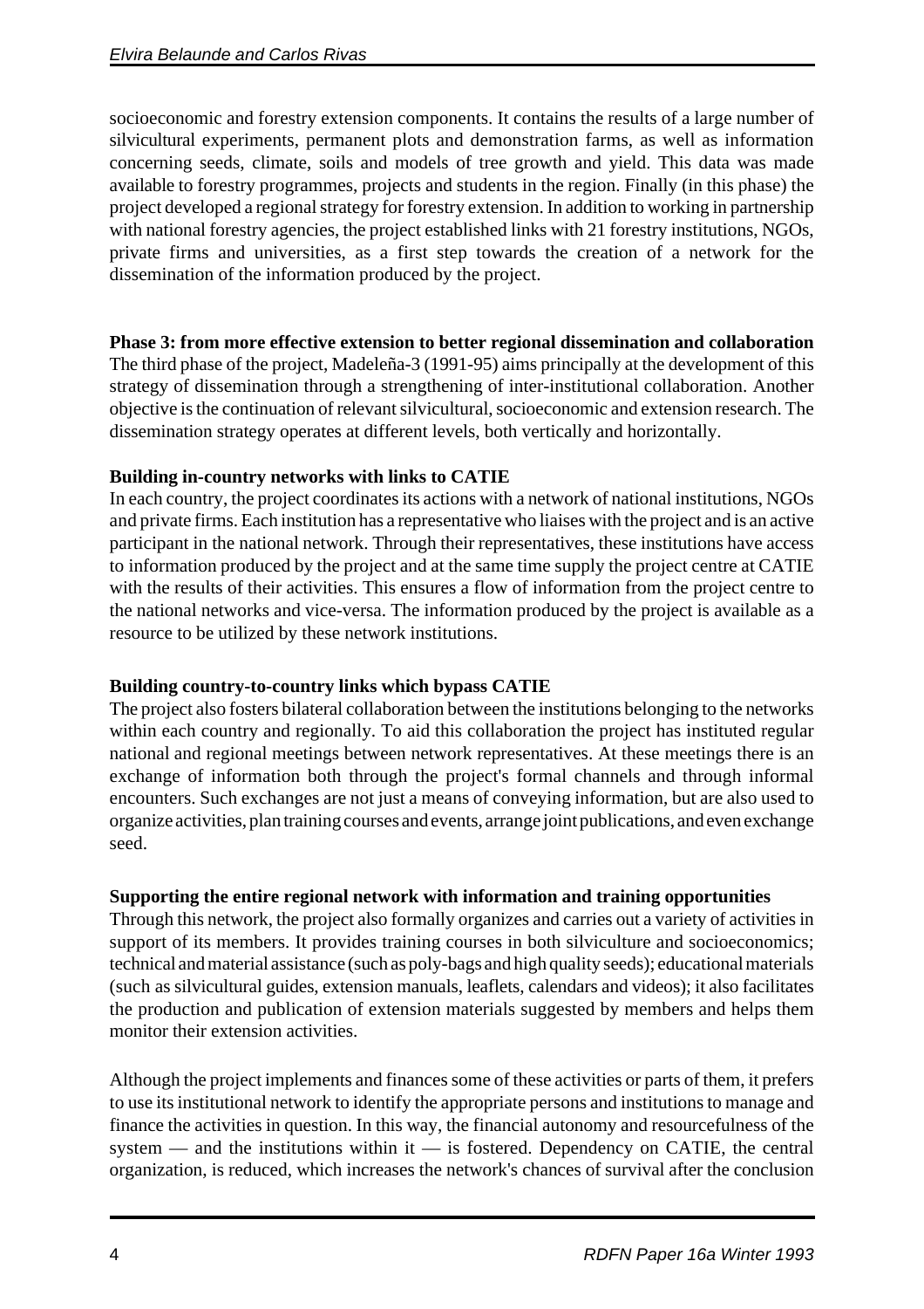socioeconomic and forestry extension components. It contains the results of a large number of silvicultural experiments, permanent plots and demonstration farms, as well as information concerning seeds, climate, soils and models of tree growth and yield. This data was made available to forestry programmes, projects and students in the region. Finally (in this phase) the project developed a regional strategy for forestry extension. In addition to working in partnership with national forestry agencies, the project established links with 21 forestry institutions, NGOs, private firms and universities, as a first step towards the creation of a network for the dissemination of the information produced by the project.

**Phase 3: from more effective extension to better regional dissemination and collaboration**

The third phase of the project, Madeleña-3 (1991-95) aims principally at the development of this strategy of dissemination through a strengthening of inter-institutional collaboration. Another objective is the continuation of relevant silvicultural, socioeconomic and extension research. The dissemination strategy operates at different levels, both vertically and horizontally.

**Building in-country networks with links to CATIE**

In each country, the project coordinates its actions with a network of national institutions, NGOs and private firms. Each institution has a representative who liaises with the project and is an active participant in the national network. Through their representatives, these institutions have access to information produced by the project and at the same time supply the project centre at CATIE with the results of their activities. This ensures a flow of information from the project centre to the national networks and vice-versa. The information produced by the project is available as a resource to be utilized by these network institutions.

**Building country-to-country links which bypass CATIE**

The project also fosters bilateral collaboration between the institutions belonging to the networks within each country and regionally. To aid this collaboration the project has instituted regular national and regional meetings between network representatives. At these meetings there is an exchange of information both through the project's formal channels and through informal encounters. Such exchanges are not just a means of conveying information, but are also used to organize activities, plan training courses and events, arrange joint publications, and even exchange seed.

**Supporting the entire regional network with information and training opportunities**

Through this network, the project also formally organizes and carries out a variety of activities in support of its members. It provides training courses in both silviculture and socioeconomics; technical and material assistance (such as poly-bags and high quality seeds); educational materials (such as silvicultural guides, extension manuals, leaflets, calendars and videos); it also facilitates the production and publication of extension materials suggested by members and helps them monitor their extension activities.

Although the project implements and finances some of these activities or parts of them, it prefers to use its institutional network to identify the appropriate persons and institutions to manage and finance the activities in question. In this way, the financial autonomy and resourcefulness of the system — and the institutions within it — is fostered. Dependency on CATIE, the central organization, is reduced, which increases the network's chances of survival after the conclusion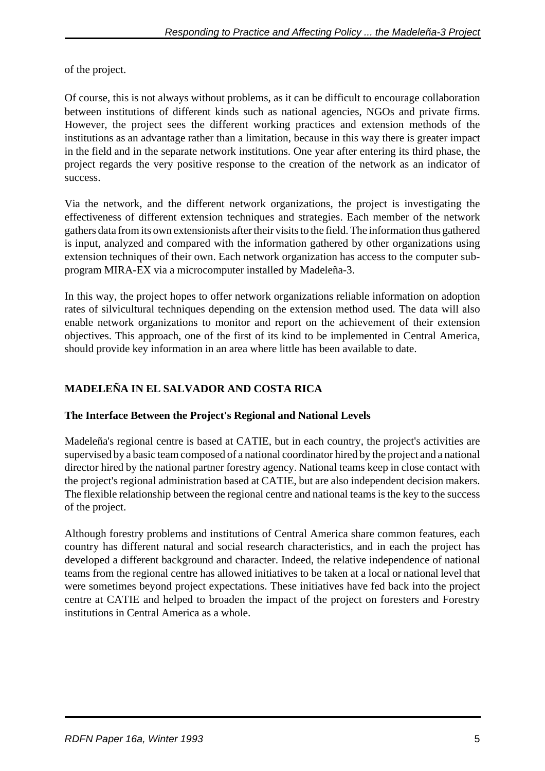of the project.

Of course, this is not always without problems, as it can be difficult to encourage collaboration between institutions of different kinds such as national agencies, NGOs and private firms. However, the project sees the different working practices and extension methods of the institutions as an advantage rather than a limitation, because in this way there is greater impact in the field and in the separate network institutions. One year after entering its third phase, the project regards the very positive response to the creation of the network as an indicator of success.

Via the network, and the different network organizations, the project is investigating the effectiveness of different extension techniques and strategies. Each member of the network gathers data from its own extensionists after their visits to the field. The information thus gathered is input, analyzed and compared with the information gathered by other organizations using extension techniques of their own. Each network organization has access to the computer sub-program MIRA-EX via a microcomputer installed by Madeleña-3.

In this way, the project hopes to offer network organizations reliable information on adoption rates of silvicultural techniques depending on the extension method used. The data will also enable network organizations to monitor and report on the achievement of their extension objectives. This approach, one of the first of its kind to be implemented in Central America, should provide key information in an area where little has been available to date.

## MADELEÑA IN EL SALVADOR AND COSTA RICA

### The Interface Between the Project's Regional and National Levels

Madeleña's regional centre is based at CATIE, but in each country, the project's activities are supervised by a basic team composed of a national coordinator hired by the project and a national director hired by the national partner forestry agency. National teams keep in close contact with the project's regional administration based at CATIE, but are also independent decision makers. The flexible relationship between the regional centre and national teams is the key to the success of the project.

Although forestry problems and institutions of Central America share common features, each country has different natural and social research characteristics, and in each the project has developed a different background and character. Indeed, the relative independence of national teams from the regional centre has allowed initiatives to be taken at a local or national level that were sometimes beyond project expectations. These initiatives have fed back into the project centre at CATIE and helped to broaden the impact of the project on foresters and Forestry institutions in Central America as a whole.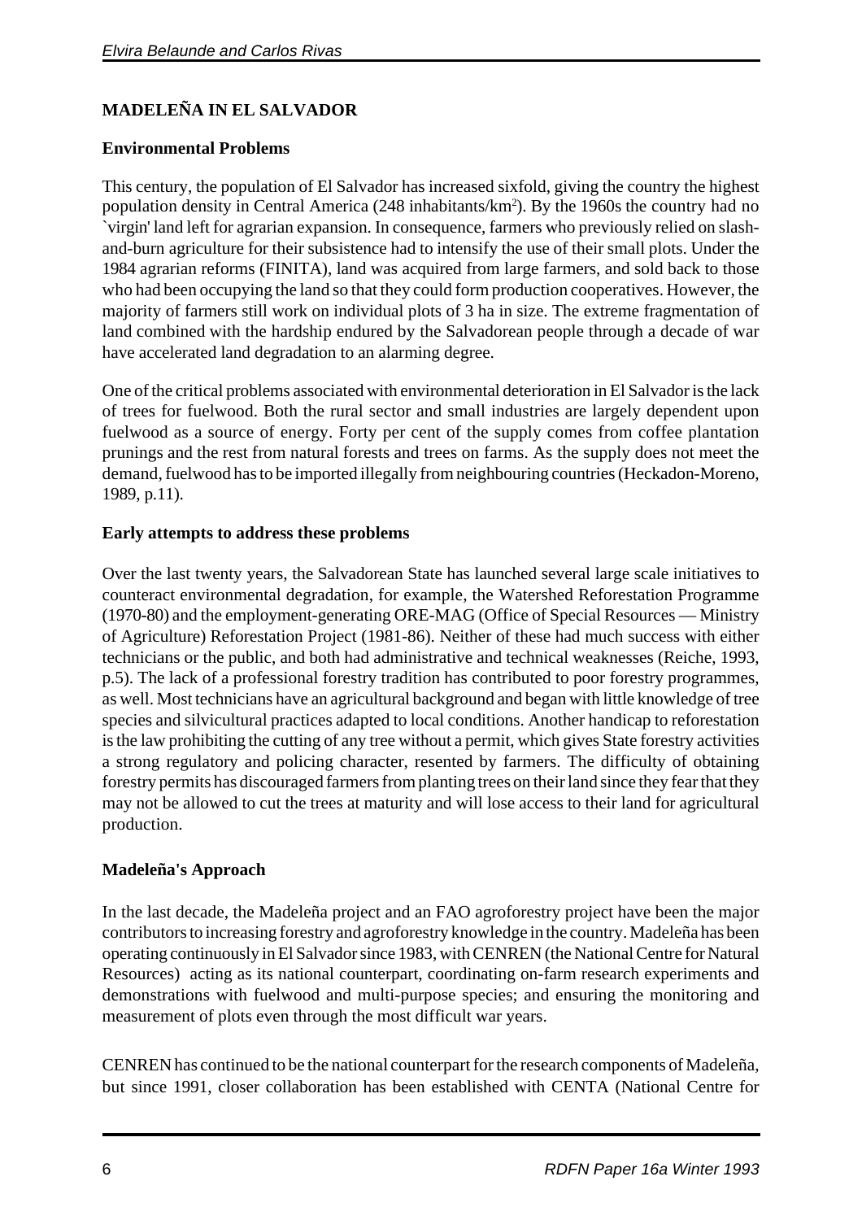## MADELEÑA IN EL SALVADOR

### Environmental Problems

This century, the population of El Salvador has increased sixfold, giving the country the highest population density in Central America (248 inhabitants/km$^2$). By the 1960s the country had no `virgin' land left for agrarian expansion. In consequence, farmers who previously relied on slash-and-burn agriculture for their subsistence had to intensify the use of their small plots. Under the 1984 agrarian reforms (FINITA), land was acquired from large farmers, and sold back to those who had been occupying the land so that they could form production cooperatives. However, the majority of farmers still work on individual plots of 3 ha in size. The extreme fragmentation of land combined with the hardship endured by the Salvadorean people through a decade of war have accelerated land degradation to an alarming degree.

One of the critical problems associated with environmental deterioration in El Salvador is the lack of trees for fuelwood. Both the rural sector and small industries are largely dependent upon fuelwood as a source of energy. Forty per cent of the supply comes from coffee plantation prunings and the rest from natural forests and trees on farms. As the supply does not meet the demand, fuelwood has to be imported illegally from neighbouring countries (Heckadon-Moreno, 1989, p.11).

### Early attempts to address these problems

Over the last twenty years, the Salvadorean State has launched several large scale initiatives to counteract environmental degradation, for example, the Watershed Reforestation Programme (1970-80) and the employment-generating ORE-MAG (Office of Special Resources — Ministry of Agriculture) Reforestation Project (1981-86). Neither of these had much success with either technicians or the public, and both had administrative and technical weaknesses (Reiche, 1993, p.5). The lack of a professional forestry tradition has contributed to poor forestry programmes, as well. Most technicians have an agricultural background and began with little knowledge of tree species and silvicultural practices adapted to local conditions. Another handicap to reforestation is the law prohibiting the cutting of any tree without a permit, which gives State forestry activities a strong regulatory and policing character, resented by farmers. The difficulty of obtaining forestry permits has discouraged farmers from planting trees on their land since they fear that they may not be allowed to cut the trees at maturity and will lose access to their land for agricultural production.

### Madeleña's Approach

In the last decade, the Madeleña project and an FAO agroforestry project have been the major contributors to increasing forestry and agroforestry knowledge in the country. Madeleña has been operating continuously in El Salvador since 1983, with CENREN (the National Centre for Natural Resources) acting as its national counterpart, coordinating on-farm research experiments and demonstrations with fuelwood and multi-purpose species; and ensuring the monitoring and measurement of plots even through the most difficult war years.

CENREN has continued to be the national counterpart for the research components of Madeleña, but since 1991, closer collaboration has been established with CENTA (National Centre for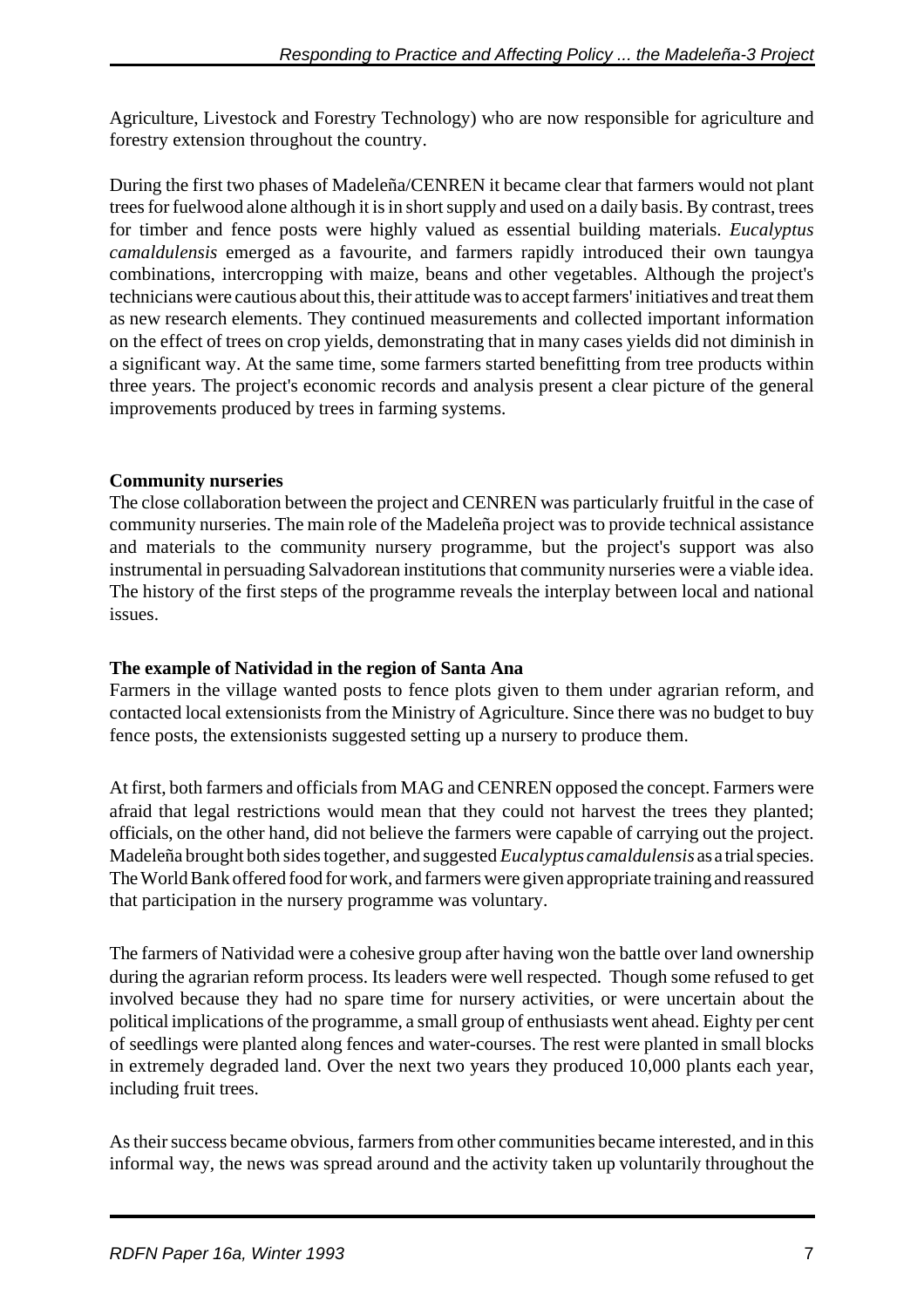Agriculture, Livestock and Forestry Technology) who are now responsible for agriculture and forestry extension throughout the country.

During the first two phases of Madeleña/CENREN it became clear that farmers would not plant trees for fuelwood alone although it is in short supply and used on a daily basis. By contrast, trees for timber and fence posts were highly valued as essential building materials. *Eucalyptus camaldulensis* emerged as a favourite, and farmers rapidly introduced their own taungya combinations, intercropping with maize, beans and other vegetables. Although the project's technicians were cautious about this, their attitude was to accept farmers' initiatives and treat them as new research elements. They continued measurements and collected important information on the effect of trees on crop yields, demonstrating that in many cases yields did not diminish in a significant way. At the same time, some farmers started benefitting from tree products within three years. The project's economic records and analysis present a clear picture of the general improvements produced by trees in farming systems.

**Community nurseries**

The close collaboration between the project and CENREN was particularly fruitful in the case of community nurseries. The main role of the Madeleña project was to provide technical assistance and materials to the community nursery programme, but the project's support was also instrumental in persuading Salvadorean institutions that community nurseries were a viable idea. The history of the first steps of the programme reveals the interplay between local and national issues.

**The example of Natividad in the region of Santa Ana**

Farmers in the village wanted posts to fence plots given to them under agrarian reform, and contacted local extensionists from the Ministry of Agriculture. Since there was no budget to buy fence posts, the extensionists suggested setting up a nursery to produce them.

At first, both farmers and officials from MAG and CENREN opposed the concept. Farmers were afraid that legal restrictions would mean that they could not harvest the trees they planted; officials, on the other hand, did not believe the farmers were capable of carrying out the project. Madeleña brought both sides together, and suggested *Eucalyptus camaldulensis* as a trial species. The World Bank offered food for work, and farmers were given appropriate training and reassured that participation in the nursery programme was voluntary.

The farmers of Natividad were a cohesive group after having won the battle over land ownership during the agrarian reform process. Its leaders were well respected. Though some refused to get involved because they had no spare time for nursery activities, or were uncertain about the political implications of the programme, a small group of enthusiasts went ahead. Eighty per cent of seedlings were planted along fences and water-courses. The rest were planted in small blocks in extremely degraded land. Over the next two years they produced 10,000 plants each year, including fruit trees.

As their success became obvious, farmers from other communities became interested, and in this informal way, the news was spread around and the activity taken up voluntarily throughout the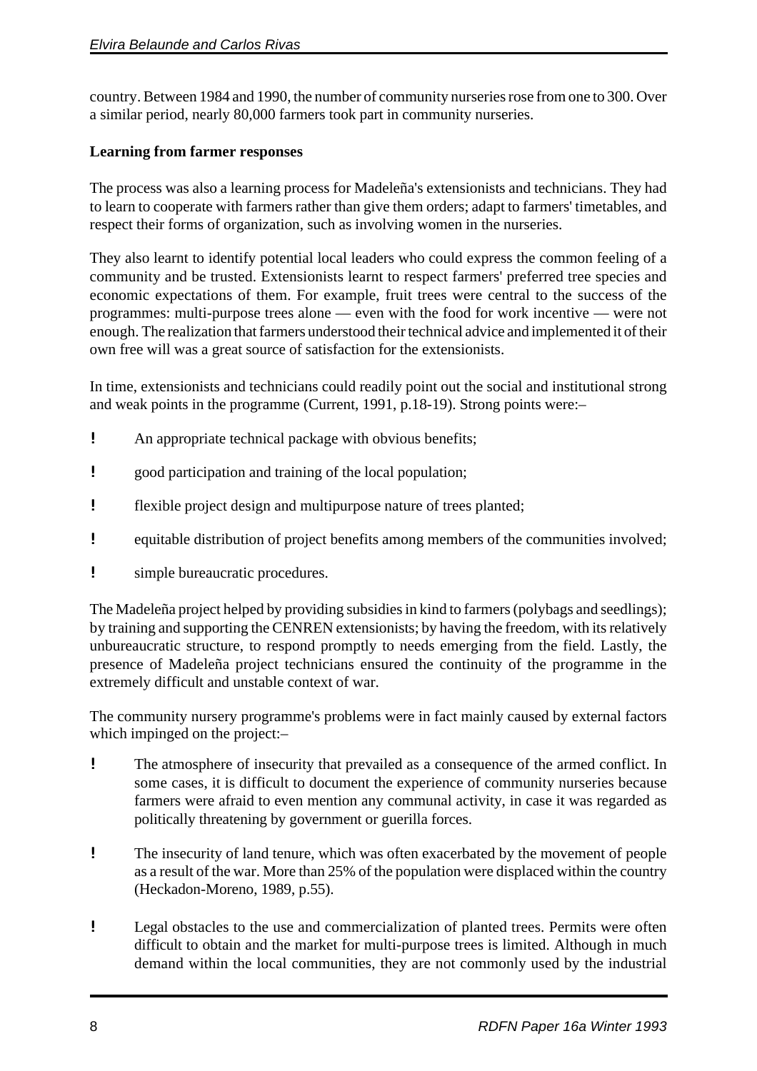country. Between 1984 and 1990, the number of community nurseries rose from one to 300. Over a similar period, nearly 80,000 farmers took part in community nurseries.

**Learning from farmer responses**

The process was also a learning process for Madeleña's extensionists and technicians. They had to learn to cooperate with farmers rather than give them orders; adapt to farmers' timetables, and respect their forms of organization, such as involving women in the nurseries.

They also learnt to identify potential local leaders who could express the common feeling of a community and be trusted. Extensionists learnt to respect farmers' preferred tree species and economic expectations of them. For example, fruit trees were central to the success of the programmes: multi-purpose trees alone — even with the food for work incentive — were not enough. The realization that farmers understood their technical advice and implemented it of their own free will was a great source of satisfaction for the extensionists.

In time, extensionists and technicians could readily point out the social and institutional strong and weak points in the programme (Current, 1991, p.18-19). Strong points were:–

- An appropriate technical package with obvious benefits;
- good participation and training of the local population;
- flexible project design and multipurpose nature of trees planted;
- equitable distribution of project benefits among members of the communities involved;
- simple bureaucratic procedures.

The Madeleña project helped by providing subsidies in kind to farmers (polybags and seedlings); by training and supporting the CENREN extensionists; by having the freedom, with its relatively unbureaucratic structure, to respond promptly to needs emerging from the field. Lastly, the presence of Madeleña project technicians ensured the continuity of the programme in the extremely difficult and unstable context of war.

The community nursery programme's problems were in fact mainly caused by external factors which impinged on the project:–

- The atmosphere of insecurity that prevailed as a consequence of the armed conflict. In some cases, it is difficult to document the experience of community nurseries because farmers were afraid to even mention any communal activity, in case it was regarded as politically threatening by government or guerilla forces.
- The insecurity of land tenure, which was often exacerbated by the movement of people as a result of the war. More than 25% of the population were displaced within the country (Heckadon-Moreno, 1989, p.55).
- Legal obstacles to the use and commercialization of planted trees. Permits were often difficult to obtain and the market for multi-purpose trees is limited. Although in much demand within the local communities, they are not commonly used by the industrial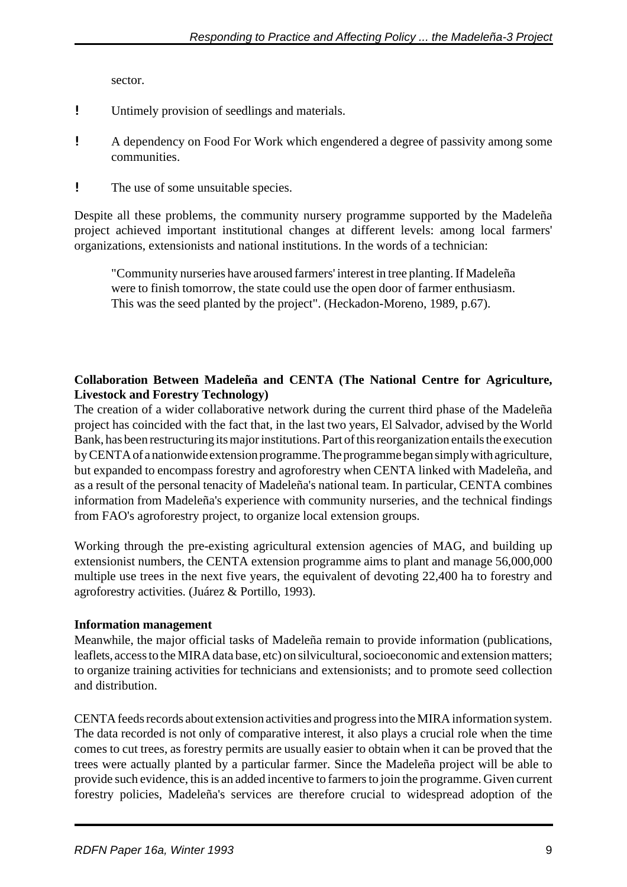sector.

- Untimely provision of seedlings and materials.

- A dependency on Food For Work which engendered a degree of passivity among some communities.

- The use of some unsuitable species.

Despite all these problems, the community nursery programme supported by the Madeleña project achieved important institutional changes at different levels: among local farmers' organizations, extensionists and national institutions. In the words of a technician:

> "Community nurseries have aroused farmers' interest in tree planting. If Madeleña were to finish tomorrow, the state could use the open door of farmer enthusiasm. This was the seed planted by the project". (Heckadon-Moreno, 1989, p.67).

**Collaboration Between Madeleña and CENTA (The National Centre for Agriculture, Livestock and Forestry Technology)**

The creation of a wider collaborative network during the current third phase of the Madeleña project has coincided with the fact that, in the last two years, El Salvador, advised by the World Bank, has been restructuring its major institutions. Part of this reorganization entails the execution by CENTA of a nationwide extension programme. The programme began simply with agriculture, but expanded to encompass forestry and agroforestry when CENTA linked with Madeleña, and as a result of the personal tenacity of Madeleña's national team. In particular, CENTA combines information from Madeleña's experience with community nurseries, and the technical findings from FAO's agroforestry project, to organize local extension groups.

Working through the pre-existing agricultural extension agencies of MAG, and building up extensionist numbers, the CENTA extension programme aims to plant and manage 56,000,000 multiple use trees in the next five years, the equivalent of devoting 22,400 ha to forestry and agroforestry activities. (Juárez & Portillo, 1993).

**Information management**

Meanwhile, the major official tasks of Madeleña remain to provide information (publications, leaflets, access to the MIRA data base, etc) on silvicultural, socioeconomic and extension matters; to organize training activities for technicians and extensionists; and to promote seed collection and distribution.

CENTA feeds records about extension activities and progress into the MIRA information system. The data recorded is not only of comparative interest, it also plays a crucial role when the time comes to cut trees, as forestry permits are usually easier to obtain when it can be proved that the trees were actually planted by a particular farmer. Since the Madeleña project will be able to provide such evidence, this is an added incentive to farmers to join the programme. Given current forestry policies, Madeleña's services are therefore crucial to widespread adoption of the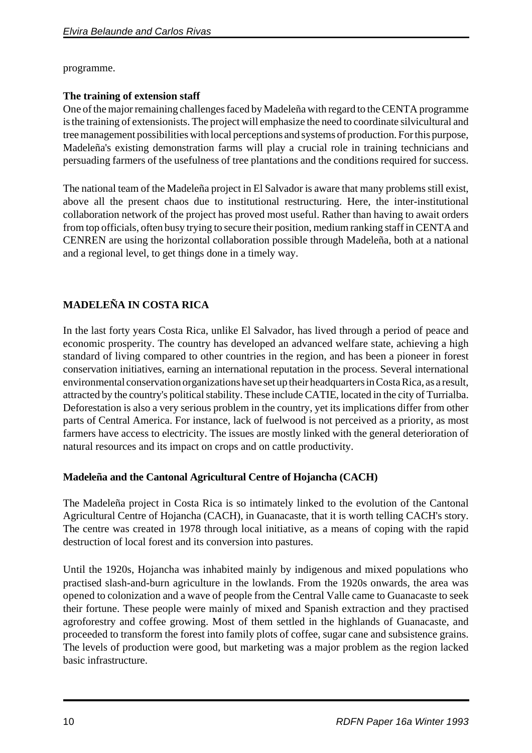programme.

**The training of extension staff**

One of the major remaining challenges faced by Madeleña with regard to the CENTA programme is the training of extensionists. The project will emphasize the need to coordinate silvicultural and tree management possibilities with local perceptions and systems of production. For this purpose, Madeleña's existing demonstration farms will play a crucial role in training technicians and persuading farmers of the usefulness of tree plantations and the conditions required for success.

The national team of the Madeleña project in El Salvador is aware that many problems still exist, above all the present chaos due to institutional restructuring. Here, the inter-institutional collaboration network of the project has proved most useful. Rather than having to await orders from top officials, often busy trying to secure their position, medium ranking staff in CENTA and CENREN are using the horizontal collaboration possible through Madeleña, both at a national and a regional level, to get things done in a timely way.

## MADELEÑA IN COSTA RICA

In the last forty years Costa Rica, unlike El Salvador, has lived through a period of peace and economic prosperity. The country has developed an advanced welfare state, achieving a high standard of living compared to other countries in the region, and has been a pioneer in forest conservation initiatives, earning an international reputation in the process. Several international environmental conservation organizations have set up their headquarters in Costa Rica, as a result, attracted by the country's political stability. These include CATIE, located in the city of Turrialba. Deforestation is also a very serious problem in the country, yet its implications differ from other parts of Central America. For instance, lack of fuelwood is not perceived as a priority, as most farmers have access to electricity. The issues are mostly linked with the general deterioration of natural resources and its impact on crops and on cattle productivity.

**Madeleña and the Cantonal Agricultural Centre of Hojancha (CACH)**

The Madeleña project in Costa Rica is so intimately linked to the evolution of the Cantonal Agricultural Centre of Hojancha (CACH), in Guanacaste, that it is worth telling CACH's story. The centre was created in 1978 through local initiative, as a means of coping with the rapid destruction of local forest and its conversion into pastures.

Until the 1920s, Hojancha was inhabited mainly by indigenous and mixed populations who practised slash-and-burn agriculture in the lowlands. From the 1920s onwards, the area was opened to colonization and a wave of people from the Central Valle came to Guanacaste to seek their fortune. These people were mainly of mixed and Spanish extraction and they practised agroforestry and coffee growing. Most of them settled in the highlands of Guanacaste, and proceeded to transform the forest into family plots of coffee, sugar cane and subsistence grains. The levels of production were good, but marketing was a major problem as the region lacked basic infrastructure.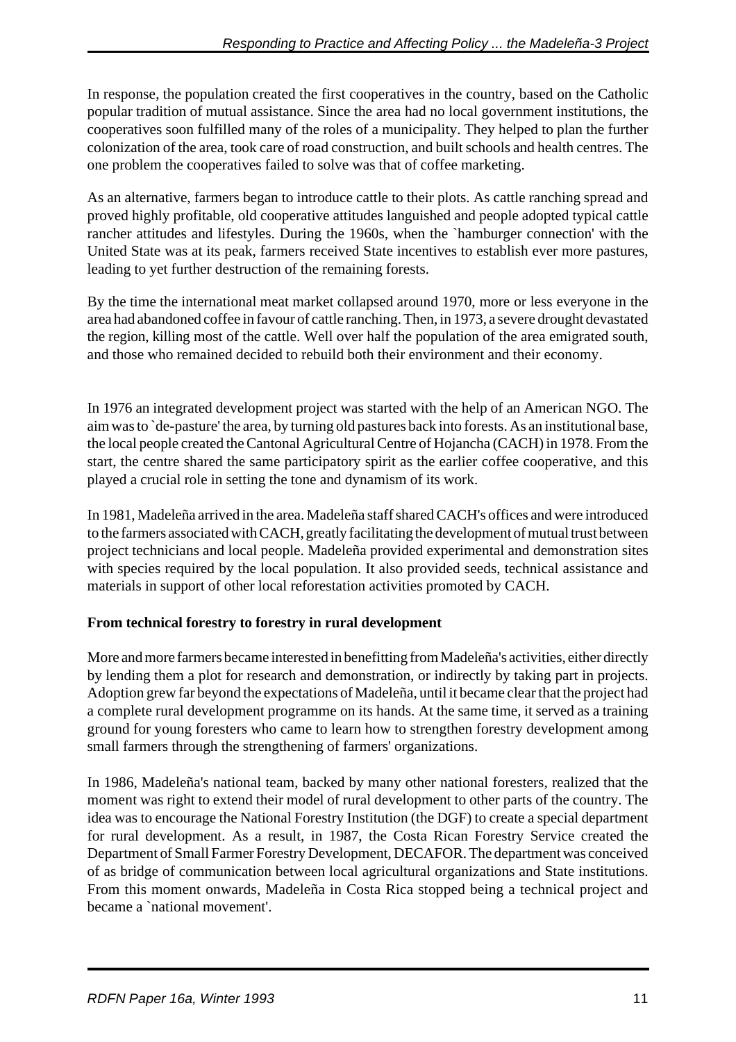In response, the population created the first cooperatives in the country, based on the Catholic popular tradition of mutual assistance. Since the area had no local government institutions, the cooperatives soon fulfilled many of the roles of a municipality. They helped to plan the further colonization of the area, took care of road construction, and built schools and health centres. The one problem the cooperatives failed to solve was that of coffee marketing.

As an alternative, farmers began to introduce cattle to their plots. As cattle ranching spread and proved highly profitable, old cooperative attitudes languished and people adopted typical cattle rancher attitudes and lifestyles. During the 1960s, when the `hamburger connection' with the United State was at its peak, farmers received State incentives to establish ever more pastures, leading to yet further destruction of the remaining forests.

By the time the international meat market collapsed around 1970, more or less everyone in the area had abandoned coffee in favour of cattle ranching. Then, in 1973, a severe drought devastated the region, killing most of the cattle. Well over half the population of the area emigrated south, and those who remained decided to rebuild both their environment and their economy.

In 1976 an integrated development project was started with the help of an American NGO. The aim was to `de-pasture' the area, by turning old pastures back into forests. As an institutional base, the local people created the Cantonal Agricultural Centre of Hojancha (CACH) in 1978. From the start, the centre shared the same participatory spirit as the earlier coffee cooperative, and this played a crucial role in setting the tone and dynamism of its work.

In 1981, Madeleña arrived in the area. Madeleña staff shared CACH's offices and were introduced to the farmers associated with CACH, greatly facilitating the development of mutual trust between project technicians and local people. Madeleña provided experimental and demonstration sites with species required by the local population. It also provided seeds, technical assistance and materials in support of other local reforestation activities promoted by CACH.

**From technical forestry to forestry in rural development**

More and more farmers became interested in benefitting from Madeleña's activities, either directly by lending them a plot for research and demonstration, or indirectly by taking part in projects. Adoption grew far beyond the expectations of Madeleña, until it became clear that the project had a complete rural development programme on its hands. At the same time, it served as a training ground for young foresters who came to learn how to strengthen forestry development among small farmers through the strengthening of farmers' organizations.

In 1986, Madeleña's national team, backed by many other national foresters, realized that the moment was right to extend their model of rural development to other parts of the country. The idea was to encourage the National Forestry Institution (the DGF) to create a special department for rural development. As a result, in 1987, the Costa Rican Forestry Service created the Department of Small Farmer Forestry Development, DECAFOR. The department was conceived of as bridge of communication between local agricultural organizations and State institutions. From this moment onwards, Madeleña in Costa Rica stopped being a technical project and became a `national movement'.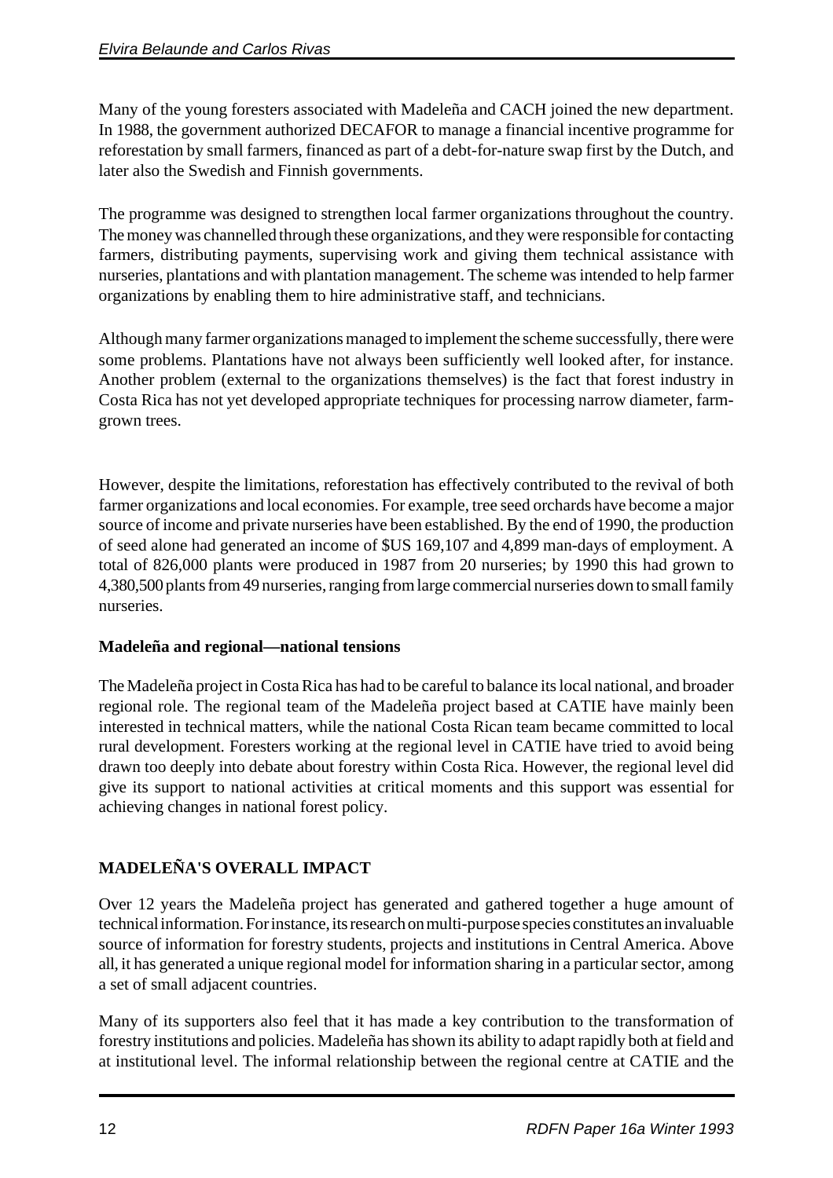Many of the young foresters associated with Madeleña and CACH joined the new department. In 1988, the government authorized DECAFOR to manage a financial incentive programme for reforestation by small farmers, financed as part of a debt-for-nature swap first by the Dutch, and later also the Swedish and Finnish governments.

The programme was designed to strengthen local farmer organizations throughout the country. The money was channelled through these organizations, and they were responsible for contacting farmers, distributing payments, supervising work and giving them technical assistance with nurseries, plantations and with plantation management. The scheme was intended to help farmer organizations by enabling them to hire administrative staff, and technicians.

Although many farmer organizations managed to implement the scheme successfully, there were some problems. Plantations have not always been sufficiently well looked after, for instance. Another problem (external to the organizations themselves) is the fact that forest industry in Costa Rica has not yet developed appropriate techniques for processing narrow diameter, farm-grown trees.

However, despite the limitations, reforestation has effectively contributed to the revival of both farmer organizations and local economies. For example, tree seed orchards have become a major source of income and private nurseries have been established. By the end of 1990, the production of seed alone had generated an income of $US 169,107 and 4,899 man-days of employment. A total of 826,000 plants were produced in 1987 from 20 nurseries; by 1990 this had grown to 4,380,500 plants from 49 nurseries, ranging from large commercial nurseries down to small family nurseries.

**Madeleña and regional—national tensions**

The Madeleña project in Costa Rica has had to be careful to balance its local national, and broader regional role. The regional team of the Madeleña project based at CATIE have mainly been interested in technical matters, while the national Costa Rican team became committed to local rural development. Foresters working at the regional level in CATIE have tried to avoid being drawn too deeply into debate about forestry within Costa Rica. However, the regional level did give its support to national activities at critical moments and this support was essential for achieving changes in national forest policy.

## MADELEÑA'S OVERALL IMPACT

Over 12 years the Madeleña project has generated and gathered together a huge amount of technical information. For instance, its research on multi-purpose species constitutes an invaluable source of information for forestry students, projects and institutions in Central America. Above all, it has generated a unique regional model for information sharing in a particular sector, among a set of small adjacent countries.

Many of its supporters also feel that it has made a key contribution to the transformation of forestry institutions and policies. Madeleña has shown its ability to adapt rapidly both at field and at institutional level. The informal relationship between the regional centre at CATIE and the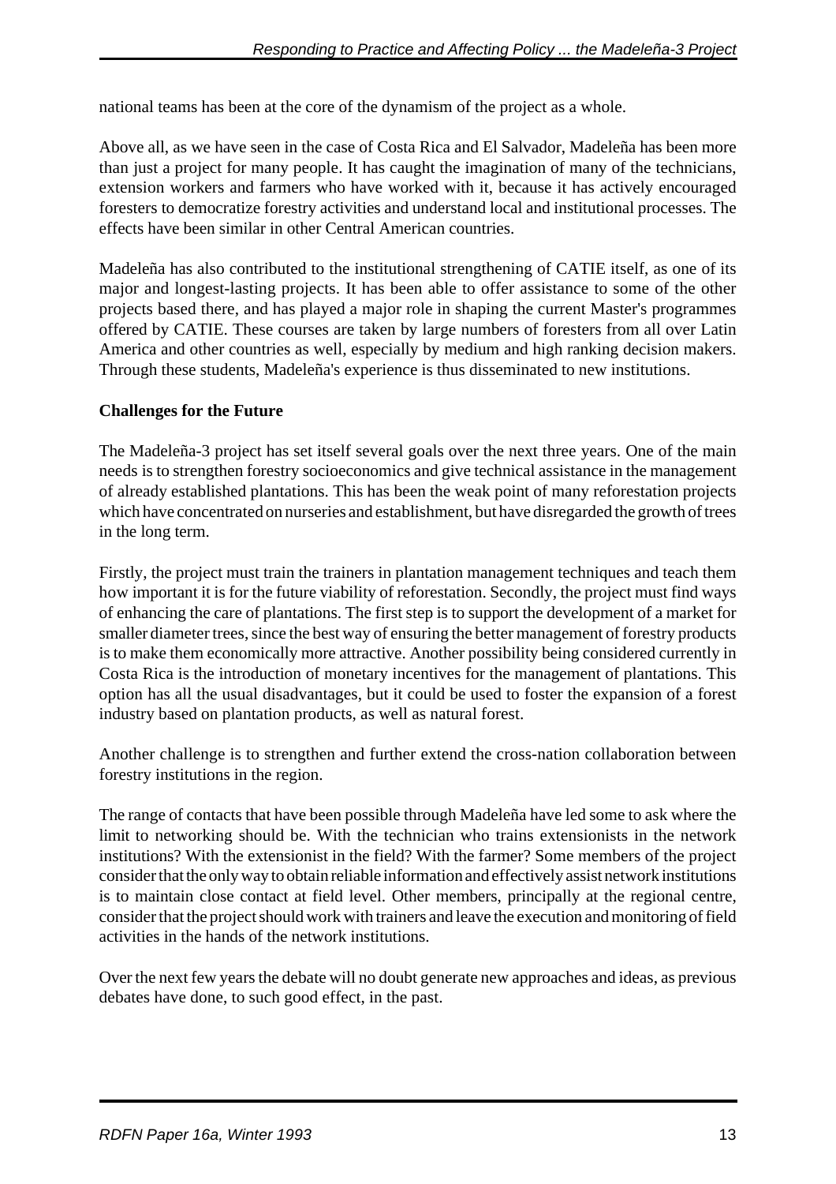national teams has been at the core of the dynamism of the project as a whole.

Above all, as we have seen in the case of Costa Rica and El Salvador, Madeleña has been more than just a project for many people. It has caught the imagination of many of the technicians, extension workers and farmers who have worked with it, because it has actively encouraged foresters to democratize forestry activities and understand local and institutional processes. The effects have been similar in other Central American countries.

Madeleña has also contributed to the institutional strengthening of CATIE itself, as one of its major and longest-lasting projects. It has been able to offer assistance to some of the other projects based there, and has played a major role in shaping the current Master's programmes offered by CATIE. These courses are taken by large numbers of foresters from all over Latin America and other countries as well, especially by medium and high ranking decision makers. Through these students, Madeleña's experience is thus disseminated to new institutions.

**Challenges for the Future**

The Madeleña-3 project has set itself several goals over the next three years. One of the main needs is to strengthen forestry socioeconomics and give technical assistance in the management of already established plantations. This has been the weak point of many reforestation projects which have concentrated on nurseries and establishment, but have disregarded the growth of trees in the long term.

Firstly, the project must train the trainers in plantation management techniques and teach them how important it is for the future viability of reforestation. Secondly, the project must find ways of enhancing the care of plantations. The first step is to support the development of a market for smaller diameter trees, since the best way of ensuring the better management of forestry products is to make them economically more attractive. Another possibility being considered currently in Costa Rica is the introduction of monetary incentives for the management of plantations. This option has all the usual disadvantages, but it could be used to foster the expansion of a forest industry based on plantation products, as well as natural forest.

Another challenge is to strengthen and further extend the cross-nation collaboration between forestry institutions in the region.

The range of contacts that have been possible through Madeleña have led some to ask where the limit to networking should be. With the technician who trains extensionists in the network institutions? With the extensionist in the field? With the farmer? Some members of the project consider that the only way to obtain reliable information and effectively assist network institutions is to maintain close contact at field level. Other members, principally at the regional centre, consider that the project should work with trainers and leave the execution and monitoring of field activities in the hands of the network institutions.

Over the next few years the debate will no doubt generate new approaches and ideas, as previous debates have done, to such good effect, in the past.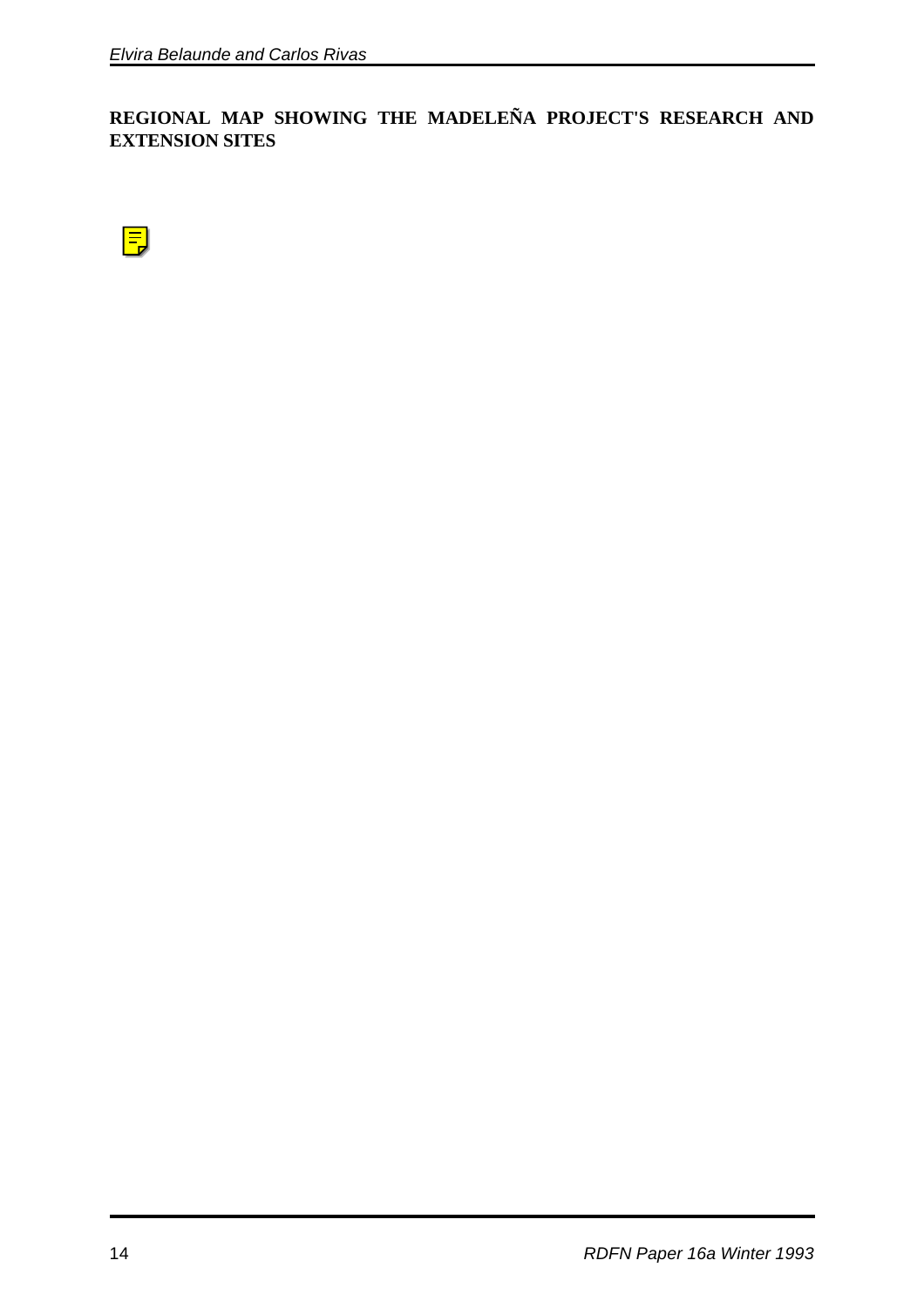**REGIONAL MAP SHOWING THE MADELEÑA PROJECT'S RESEARCH AND EXTENSION SITES**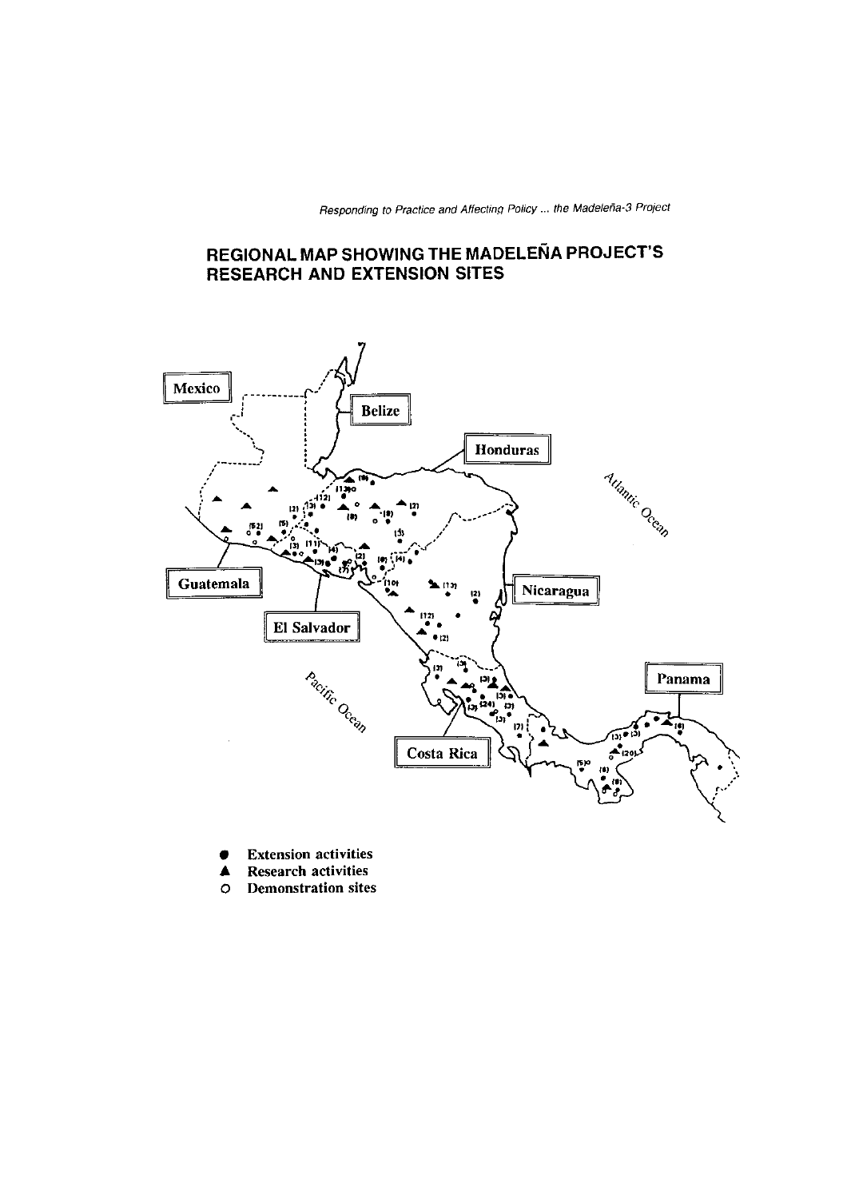## REGIONAL MAP SHOWING THE MADELEÑA PROJECT'S RESEARCH AND EXTENSION SITES

Mexico

Belize

Honduras

Atlantic Ocean

Guatemala

El Salvador

Nicaragua

Pacific Ocean

Panama

Costa Rica

- ● Extension activities
- ▲ Research activities
- ○ Demonstration sites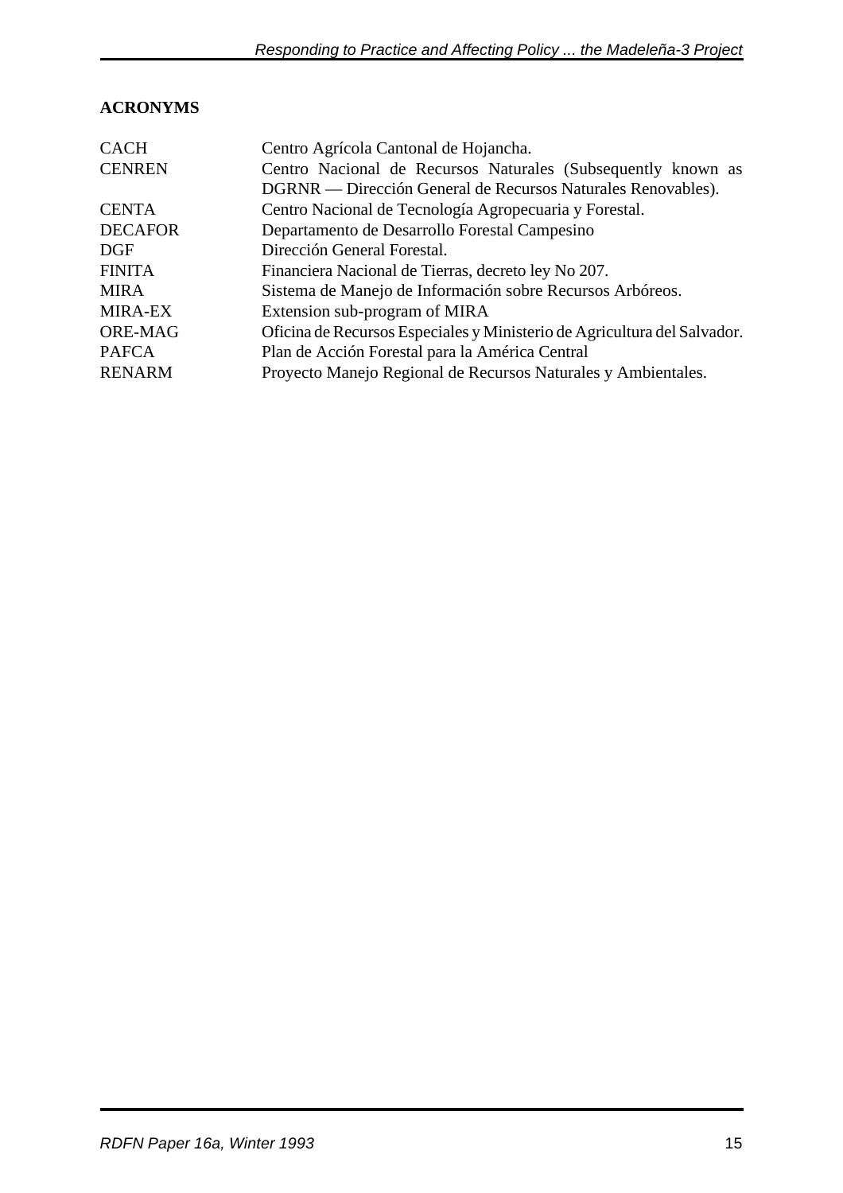## ACRONYMS

| | |
|---|---|
| CACH | Centro Agrícola Cantonal de Hojancha. |
| CENREN | Centro Nacional de Recursos Naturales (Subsequently known as DGRNR — Dirección General de Recursos Naturales Renovables). |
| CENTA | Centro Nacional de Tecnología Agropecuaria y Forestal. |
| DECAFOR | Departamento de Desarrollo Forestal Campesino |
| DGF | Dirección General Forestal. |
| FINITA | Financiera Nacional de Tierras, decreto ley No 207. |
| MIRA | Sistema de Manejo de Información sobre Recursos Arbóreos. |
| MIRA-EX | Extension sub-program of MIRA |
| ORE-MAG | Oficina de Recursos Especiales y Ministerio de Agricultura del Salvador. |
| PAFCA | Plan de Acción Forestal para la América Central |
| RENARM | Proyecto Manejo Regional de Recursos Naturales y Ambientales. |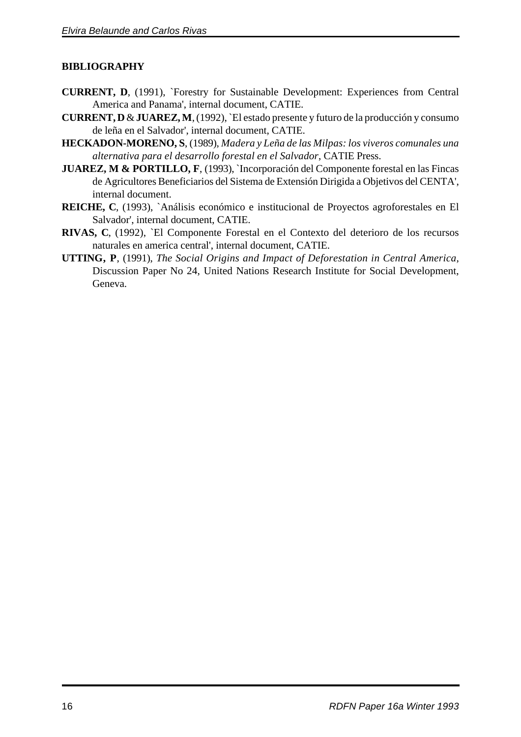## BIBLIOGRAPHY

**CURRENT, D**, (1991), `Forestry for Sustainable Development: Experiences from Central America and Panama', internal document, CATIE.

**CURRENT, D** & **JUAREZ, M**, (1992), `El estado presente y futuro de la producción y consumo de leña en el Salvador', internal document, CATIE.

**HECKADON-MORENO, S**, (1989), *Madera y Leña de las Milpas: los viveros comunales una alternativa para el desarrollo forestal en el Salvador*, CATIE Press.

**JUAREZ, M & PORTILLO, F**, (1993), `Incorporación del Componente forestal en las Fincas de Agricultores Beneficiarios del Sistema de Extensión Dirigida a Objetivos del CENTA', internal document.

**REICHE, C**, (1993), `Análisis económico e institucional de Proyectos agroforestales en El Salvador', internal document, CATIE.

**RIVAS, C**, (1992), `El Componente Forestal en el Contexto del deterioro de los recursos naturales en america central', internal document, CATIE.

**UTTING, P**, (1991), *The Social Origins and Impact of Deforestation in Central America*, Discussion Paper No 24, United Nations Research Institute for Social Development, Geneva.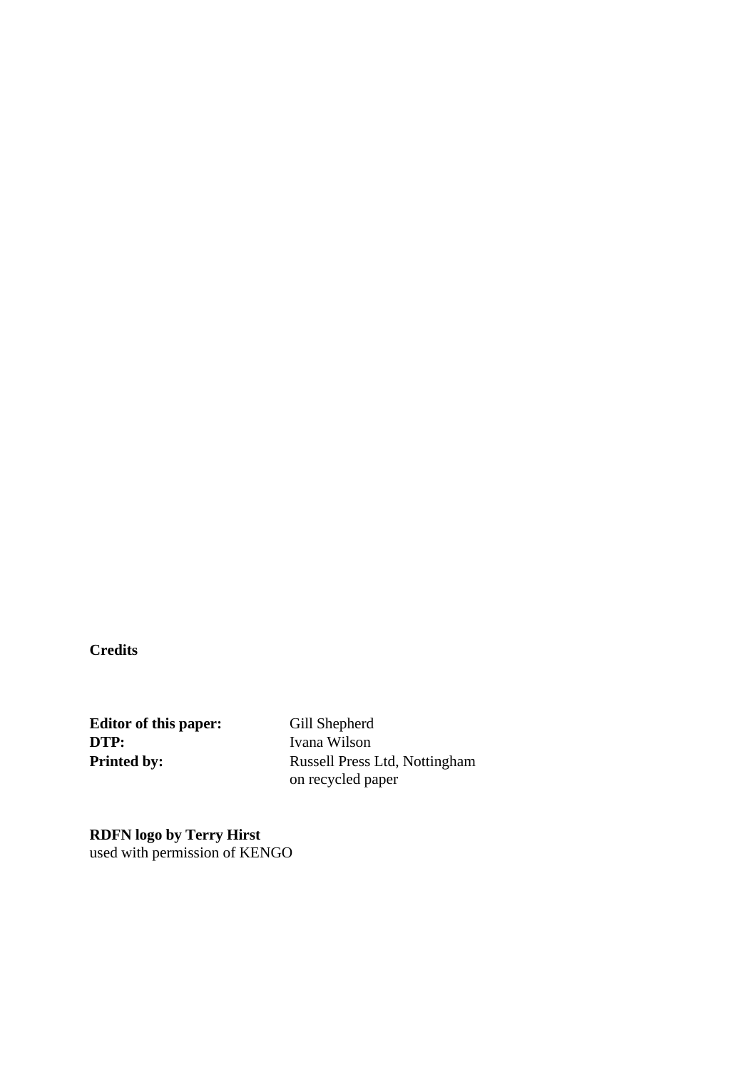**Credits**

**Editor of this paper:** Gill Shepherd
**DTP:** Ivana Wilson
**Printed by:** Russell Press Ltd, Nottingham on recycled paper

**RDFN logo by Terry Hirst**
used with permission of KENGO